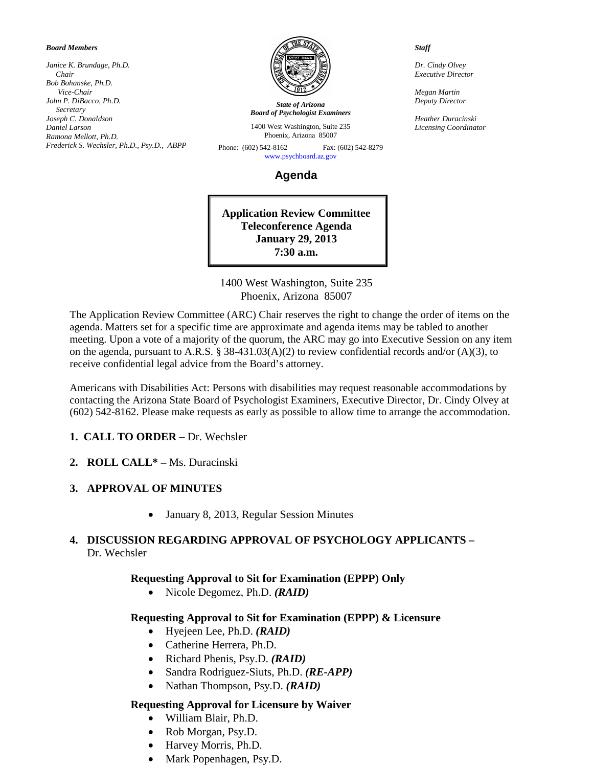***Board Members***

*Janice K. Brundage, Ph.D.*
*Chair*
*Bob Bohanske, Ph.D.*
*Vice-Chair*
*John P. DiBacco, Ph.D.*
*Secretary*
*Joseph C. Donaldson*
*Daniel Larson*
*Ramona Mellott, Ph.D.*
*Frederick S. Wechsler, Ph.D., Psy.D., ABPP*

***State of Arizona***
***Board of Psychologist Examiners***

1400 West Washington, Suite 235
Phoenix, Arizona 85007
Phone: (602) 542-8162 Fax: (602) 542-8279
www.psychboard.az.gov

***Staff***

*Dr. Cindy Olvey*
*Executive Director*

*Megan Martin*
*Deputy Director*

*Heather Duracinski*
*Licensing Coordinator*

# Agenda

**Application Review Committee**
**Teleconference Agenda**
**January 29, 2013**
**7:30 a.m.**

1400 West Washington, Suite 235
Phoenix, Arizona 85007

The Application Review Committee (ARC) Chair reserves the right to change the order of items on the agenda. Matters set for a specific time are approximate and agenda items may be tabled to another meeting. Upon a vote of a majority of the quorum, the ARC may go into Executive Session on any item on the agenda, pursuant to A.R.S. § 38-431.03(A)(2) to review confidential records and/or (A)(3), to receive confidential legal advice from the Board's attorney.

Americans with Disabilities Act: Persons with disabilities may request reasonable accommodations by contacting the Arizona State Board of Psychologist Examiners, Executive Director, Dr. Cindy Olvey at (602) 542-8162. Please make requests as early as possible to allow time to arrange the accommodation.

1. **CALL TO ORDER –** Dr. Wechsler

2. **ROLL CALL* –** Ms. Duracinski

3. **APPROVAL OF MINUTES**

   - January 8, 2013, Regular Session Minutes

4. **DISCUSSION REGARDING APPROVAL OF PSYCHOLOGY APPLICANTS –** Dr. Wechsler

   **Requesting Approval to Sit for Examination (EPPP) Only**
   - Nicole Degomez, Ph.D. ***(RAID)***

   **Requesting Approval to Sit for Examination (EPPP) & Licensure**
   - Hyejeen Lee, Ph.D. ***(RAID)***
   - Catherine Herrera, Ph.D.
   - Richard Phenis, Psy.D. ***(RAID)***
   - Sandra Rodriguez-Siuts, Ph.D. ***(RE-APP)***
   - Nathan Thompson, Psy.D. ***(RAID)***

   **Requesting Approval for Licensure by Waiver**
   - William Blair, Ph.D.
   - Rob Morgan, Psy.D.
   - Harvey Morris, Ph.D.
   - Mark Popenhagen, Psy.D.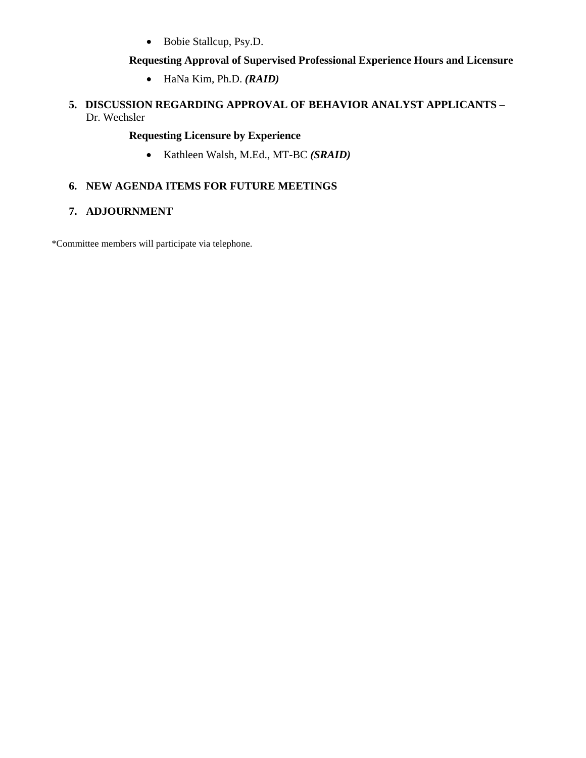- Bobie Stallcup, Psy.D.

**Requesting Approval of Supervised Professional Experience Hours and Licensure**

- HaNa Kim, Ph.D. ***(RAID)***

5. **DISCUSSION REGARDING APPROVAL OF BEHAVIOR ANALYST APPLICANTS –** Dr. Wechsler

**Requesting Licensure by Experience**

- Kathleen Walsh, M.Ed., MT-BC ***(SRAID)***

6. **NEW AGENDA ITEMS FOR FUTURE MEETINGS**

7. **ADJOURNMENT**

*Committee members will participate via telephone.